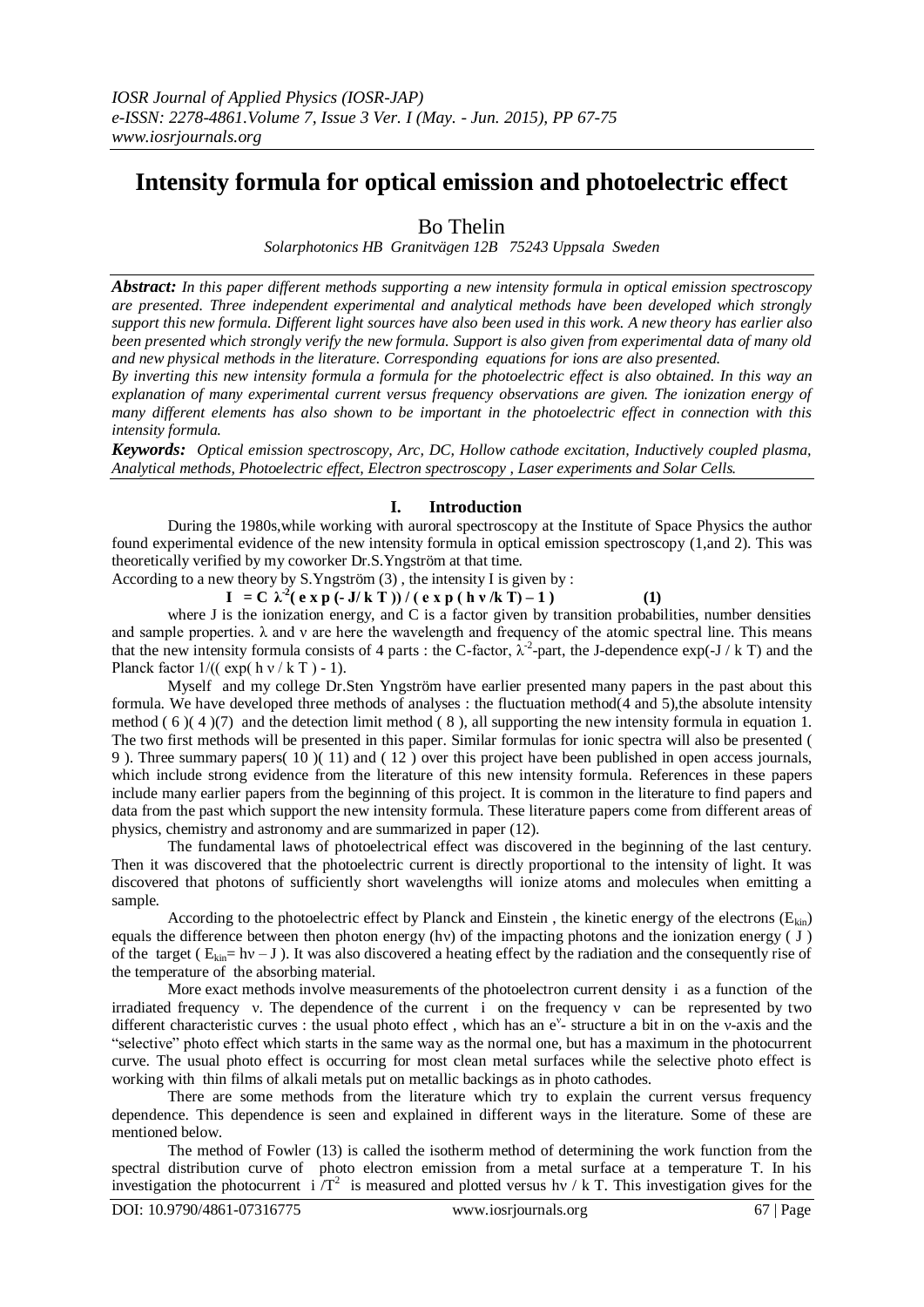# Intensity formula for optical emission and photoelectric effect

Bo Thelin

*Solarphotonics HB Granitvägen 12B 75243 Uppsala Sweden*

***Abstract:*** *In this paper different methods supporting a new intensity formula in optical emission spectroscopy are presented. Three independent experimental and analytical methods have been developed which strongly support this new formula. Different light sources have also been used in this work. A new theory has earlier also been presented which strongly verify the new formula. Support is also given from experimental data of many old and new physical methods in the literature. Corresponding equations for ions are also presented.*

*By inverting this new intensity formula a formula for the photoelectric effect is also obtained. In this way an explanation of many experimental current versus frequency observations are given. The ionization energy of many different elements has also shown to be important in the photoelectric effect in connection with this intensity formula.*

***Keywords:*** *Optical emission spectroscopy, Arc, DC, Hollow cathode excitation, Inductively coupled plasma, Analytical methods, Photoelectric effect, Electron spectroscopy , Laser experiments and Solar Cells.*

## I. Introduction

During the 1980s,while working with auroral spectroscopy at the Institute of Space Physics the author found experimental evidence of the new intensity formula in optical emission spectroscopy (1,and 2). This was theoretically verified by my coworker Dr.S.Yngström at that time.

According to a new theory by S.Yngström (3) , the intensity I is given by :

$$I = C\, \lambda^{-2}(\exp(-J/kT))\,/\,(\exp(h\nu/kT) - 1) \qquad (1)$$

where J is the ionization energy, and C is a factor given by transition probabilities, number densities and sample properties. $\lambda$ and $\nu$ are here the wavelength and frequency of the atomic spectral line. This means that the new intensity formula consists of 4 parts : the C-factor, $\lambda^{-2}$-part, the J-dependence $\exp(-J/kT)$ and the Planck factor $1/((\exp(h\nu/kT) - 1)$.

Myself and my college Dr.Sten Yngström have earlier presented many papers in the past about this formula. We have developed three methods of analyses : the fluctuation method(4 and 5),the absolute intensity method ( 6 )( 4 )(7) and the detection limit method ( 8 ), all supporting the new intensity formula in equation 1. The two first methods will be presented in this paper. Similar formulas for ionic spectra will also be presented ( 9 ). Three summary papers( 10 )( 11) and ( 12 ) over this project have been published in open access journals, which include strong evidence from the literature of this new intensity formula. References in these papers include many earlier papers from the beginning of this project. It is common in the literature to find papers and data from the past which support the new intensity formula. These literature papers come from different areas of physics, chemistry and astronomy and are summarized in paper (12).

The fundamental laws of photoelectrical effect was discovered in the beginning of the last century. Then it was discovered that the photoelectric current is directly proportional to the intensity of light. It was discovered that photons of sufficiently short wavelengths will ionize atoms and molecules when emitting a sample.

According to the photoelectric effect by Planck and Einstein , the kinetic energy of the electrons ($E_{kin}$) equals the difference between then photon energy ($h\nu$) of the impacting photons and the ionization energy ( J ) of the target ( $E_{kin} = h\nu - J$ ). It was also discovered a heating effect by the radiation and the consequently rise of the temperature of the absorbing material.

More exact methods involve measurements of the photoelectron current density i as a function of the irradiated frequency $\nu$. The dependence of the current i on the frequency $\nu$ can be represented by two different characteristic curves : the usual photo effect , which has an $e^{\nu}$- structure a bit in on the $\nu$-axis and the "selective" photo effect which starts in the same way as the normal one, but has a maximum in the photocurrent curve. The usual photo effect is occurring for most clean metal surfaces while the selective photo effect is working with thin films of alkali metals put on metallic backings as in photo cathodes.

There are some methods from the literature which try to explain the current versus frequency dependence. This dependence is seen and explained in different ways in the literature. Some of these are mentioned below.

The method of Fowler (13) is called the isotherm method of determining the work function from the spectral distribution curve of photo electron emission from a metal surface at a temperature T. In his investigation the photocurrent $i/T^2$ is measured and plotted versus $h\nu/kT$. This investigation gives for the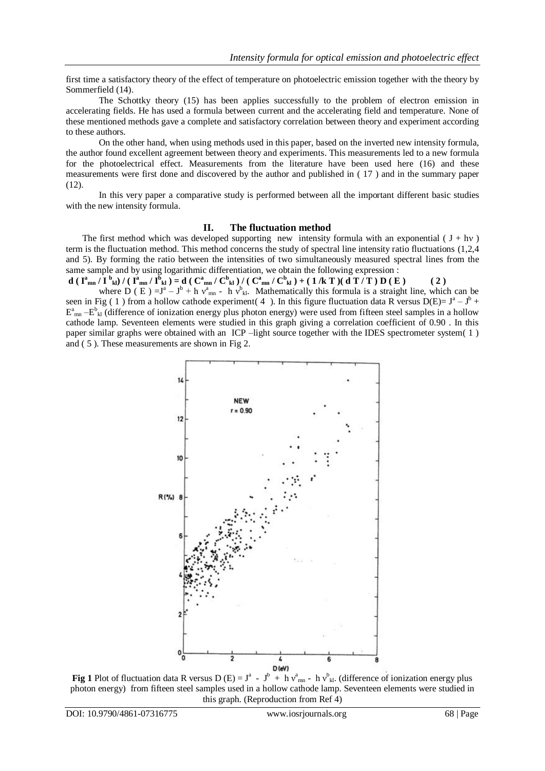first time a satisfactory theory of the effect of temperature on photoelectric emission together with the theory by Sommerfield (14).

The Schottky theory (15) has been applies successfully to the problem of electron emission in accelerating fields. He has used a formula between current and the accelerating field and temperature. None of these mentioned methods gave a complete and satisfactory correlation between theory and experiment according to these authors.

On the other hand, when using methods used in this paper, based on the inverted new intensity formula, the author found excellent agreement between theory and experiments. This measurements led to a new formula for the photoelectrical effect. Measurements from the literature have been used here (16) and these measurements were first done and discovered by the author and published in ( 17 ) and in the summary paper (12).

In this very paper a comparative study is performed between all the important different basic studies with the new intensity formula.

## II. The fluctuation method

The first method which was developed supporting new intensity formula with an exponential ( $J + h\nu$ ) term is the fluctuation method. This method concerns the study of spectral line intensity ratio fluctuations (1,2,4 and 5). By forming the ratio between the intensities of two simultaneously measured spectral lines from the same sample and by using logarithmic differentiation, we obtain the following expression :

$$d ( I^a_{mn} / I^b_{kl}) / ( I^a_{mn} / I^b_{kl} ) = d ( C^a_{mn} / C^b_{kl} ) / ( C^a_{mn} / C^b_{kl} ) + ( 1 /k T )( d T / T ) D ( E ) \qquad ( 2 )$$

where $D ( E ) = J^a - J^b + h \nu^a_{mn} - h \nu^b_{kl}$. Mathematically this formula is a straight line, which can be seen in Fig ( 1 ) from a hollow cathode experiment( 4 ). In this figure fluctuation data R versus $D(E)= J^a - J^b + E^a_{mn} - E^b_{kl}$ (difference of ionization energy plus photon energy) were used from fifteen steel samples in a hollow cathode lamp. Seventeen elements were studied in this graph giving a correlation coefficient of 0.90 . In this paper similar graphs were obtained with an ICP –light source together with the IDES spectrometer system( 1 ) and ( 5 ). These measurements are shown in Fig 2.

**Fig 1** Plot of fluctuation data R versus $D (E) = J^a - J^b + h \nu^a_{mn} - h \nu^b_{kl}$. (difference of ionization energy plus photon energy) from fifteen steel samples used in a hollow cathode lamp. Seventeen elements were studied in this graph. (Reproduction from Ref 4)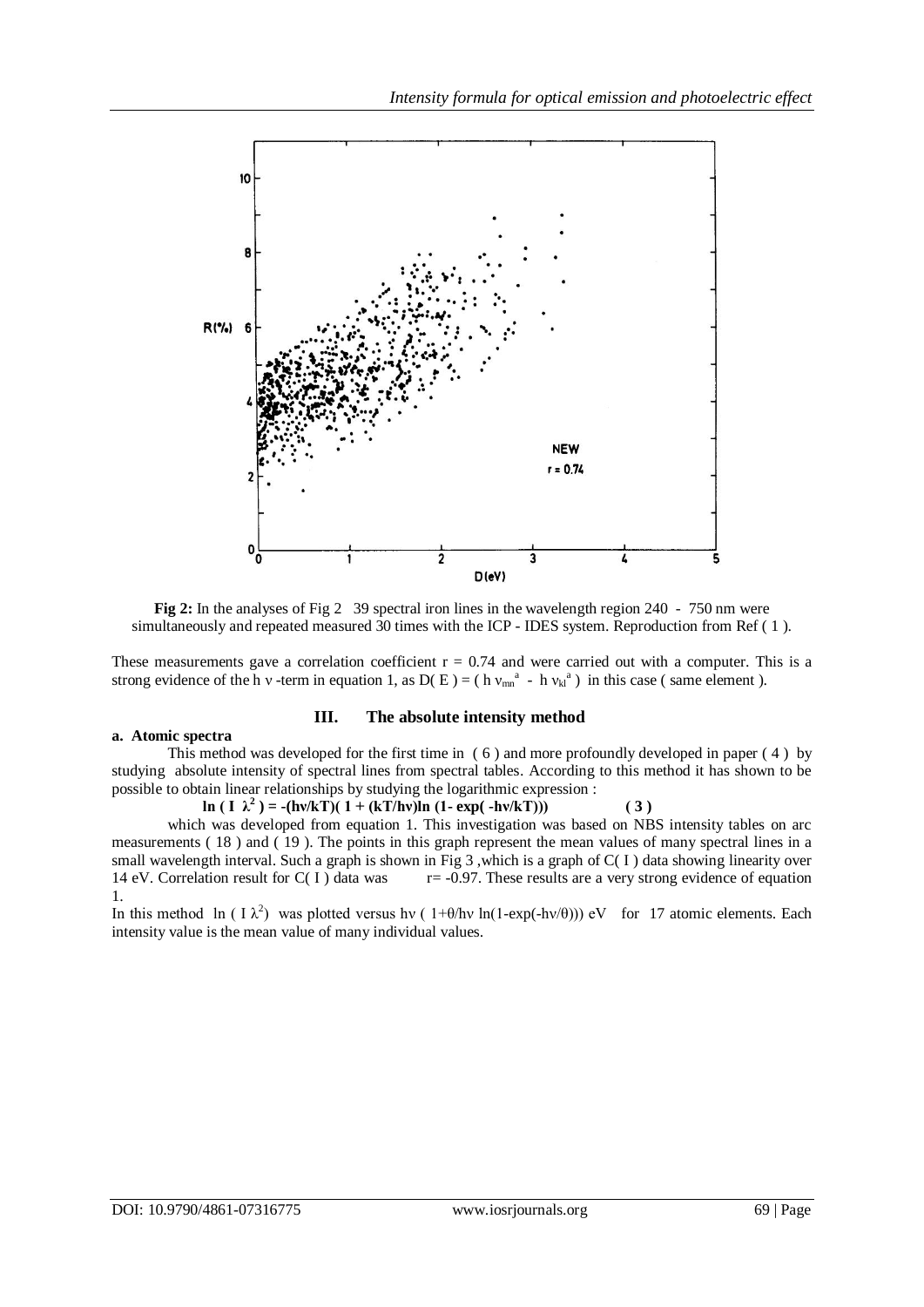**Fig 2:** In the analyses of Fig 2 39 spectral iron lines in the wavelength region 240 - 750 nm were simultaneously and repeated measured 30 times with the ICP - IDES system. Reproduction from Ref ( 1 ).

These measurements gave a correlation coefficient $r = 0.74$ and were carried out with a computer. This is a strong evidence of the h ν -term in equation 1, as $D( E ) = ( h \nu_{mn}^{a} - h \nu_{kl}^{a} )$ in this case ( same element ).

## III. The absolute intensity method

### a. Atomic spectra

This method was developed for the first time in ( 6 ) and more profoundly developed in paper ( 4 ) by studying absolute intensity of spectral lines from spectral tables. According to this method it has shown to be possible to obtain linear relationships by studying the logarithmic expression :

$$\ln ( I \lambda^2 ) = -(h\nu/kT)( 1 + (kT/h\nu)\ln (1- \exp( -h\nu/kT))) \qquad (3)$$

which was developed from equation 1. This investigation was based on NBS intensity tables on arc measurements ( 18 ) and ( 19 ). The points in this graph represent the mean values of many spectral lines in a small wavelength interval. Such a graph is shown in Fig 3 ,which is a graph of C( I ) data showing linearity over 14 eV. Correlation result for C( I ) data was $r= -0.97$. These results are a very strong evidence of equation 1.

In this method $\ln ( I \lambda^2)$ was plotted versus $h\nu ( 1+\theta/h\nu \ln(1-\exp(-h\nu/\theta)))$ eV for 17 atomic elements. Each intensity value is the mean value of many individual values.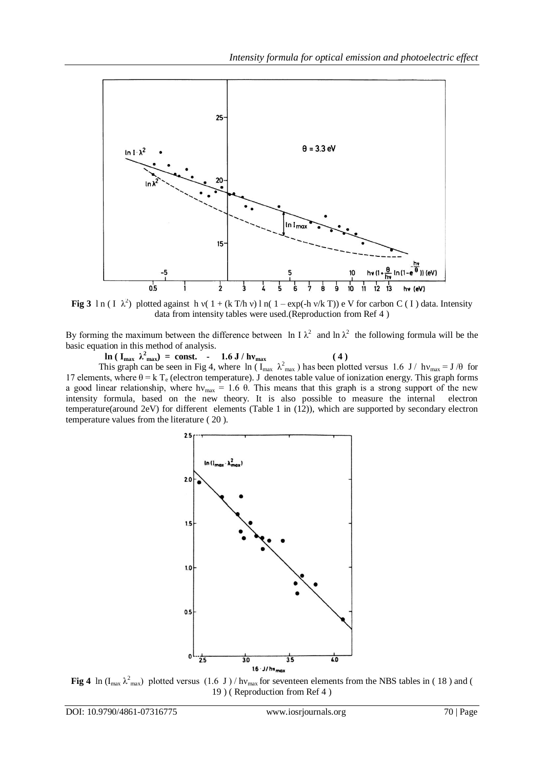**Fig 3** $\ln(I\,\lambda^2)$ plotted against $h\nu(1 + (kT/h\nu)\ln(1 - \exp(-h\nu/kT))$ eV for carbon C ( I ) data. Intensity data from intensity tables were used.(Reproduction from Ref 4 )

By forming the maximum between the difference between $\ln I\lambda^2$ and $\ln \lambda^2$ the following formula will be the basic equation in this method of analysis.

$$\ln(I_{max}\,\lambda^2_{max}) = \text{const.} - 1.6\,J / h\nu_{max} \qquad (4)$$

This graph can be seen in Fig 4, where $\ln(I_{max}\,\lambda^2_{max})$ has been plotted versus $1.6\,J/h\nu_{max} = J/\theta$ for 17 elements, where $\theta = k\,T_e$ (electron temperature). J denotes table value of ionization energy. This graph forms a good linear relationship, where $h\nu_{max} = 1.6\,\theta$. This means that this graph is a strong support of the new intensity formula, based on the new theory. It is also possible to measure the internal electron temperature(around 2eV) for different elements (Table 1 in (12)), which are supported by secondary electron temperature values from the literature ( 20 ).

**Fig 4** $\ln(I_{max}\,\lambda^2_{max})$ plotted versus $(1.6\,J)/h\nu_{max}$ for seventeen elements from the NBS tables in ( 18 ) and ( 19 ) ( Reproduction from Ref 4 )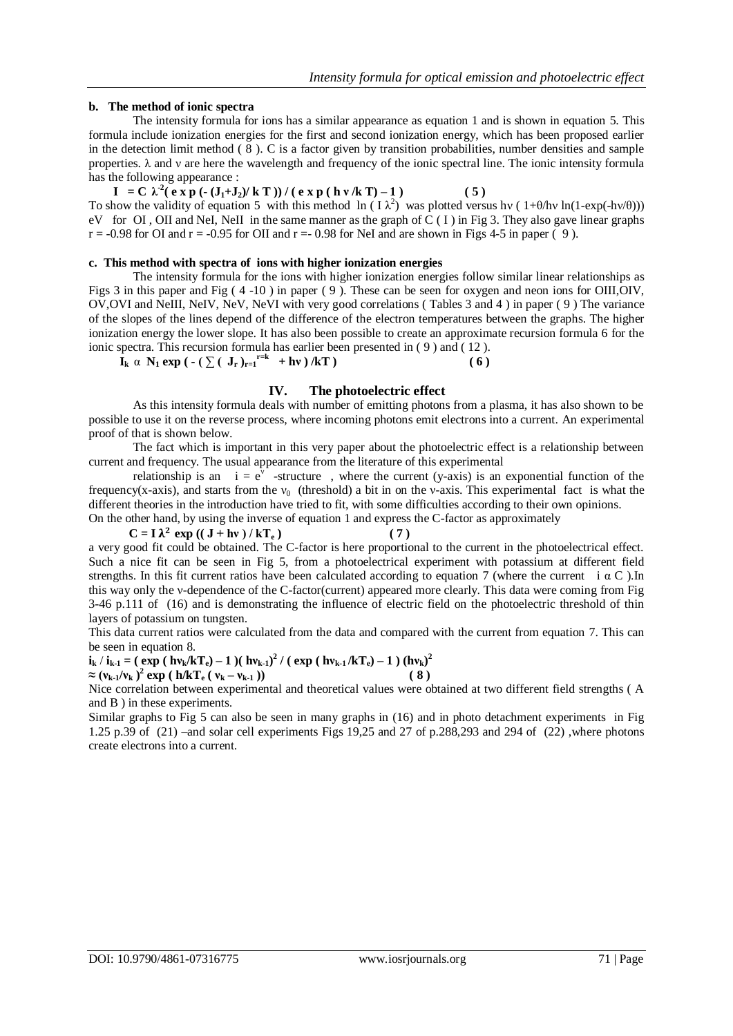#### b. The method of ionic spectra

The intensity formula for ions has a similar appearance as equation 1 and is shown in equation 5. This formula include ionization energies for the first and second ionization energy, which has been proposed earlier in the detection limit method ( 8 ). C is a factor given by transition probabilities, number densities and sample properties. $\lambda$ and $\nu$ are here the wavelength and frequency of the ionic spectral line. The ionic intensity formula has the following appearance :

$$I = C\,\lambda^{-2}(\exp(-(J_1+J_2)/kT))/(\exp(h\nu/kT)-1) \qquad (5)$$

To show the validity of equation 5 with this method $\ln(I\lambda^2)$ was plotted versus $h\nu(1+\theta/h\nu\,\ln(1-\exp(-h\nu/\theta)))$ eV for OI , OII and NeI, NeII in the same manner as the graph of C ( I ) in Fig 3. They also gave linear graphs $r = -0.98$ for OI and $r = -0.95$ for OII and $r = -0.98$ for NeI and are shown in Figs 4-5 in paper ( 9 ).

#### c. This method with spectra of ions with higher ionization energies

The intensity formula for the ions with higher ionization energies follow similar linear relationships as Figs 3 in this paper and Fig ( 4 -10 ) in paper ( 9 ). These can be seen for oxygen and neon ions for OIII,OIV, OV,OVI and NeIII, NeIV, NeV, NeVI with very good correlations ( Tables 3 and 4 ) in paper ( 9 ) The variance of the slopes of the lines depend of the difference of the electron temperatures between the graphs. The higher ionization energy the lower slope. It has also been possible to create an approximate recursion formula 6 for the ionic spectra. This recursion formula has earlier been presented in ( 9 ) and ( 12 ).

$$I_k \propto N_1 \exp\left(-\left(\sum (J_r)_{r=1}^{r=k} + h\nu\right)/kT\right) \qquad (6)$$

## IV. The photoelectric effect

As this intensity formula deals with number of emitting photons from a plasma, it has also shown to be possible to use it on the reverse process, where incoming photons emit electrons into a current. An experimental proof of that is shown below.

The fact which is important in this very paper about the photoelectric effect is a relationship between current and frequency. The usual appearance from the literature of this experimental

relationship is an $i = e^{\nu}$ -structure , where the current (y-axis) is an exponential function of the frequency(x-axis), and starts from the $\nu_0$ (threshold) a bit in on the $\nu$-axis. This experimental fact is what the different theories in the introduction have tried to fit, with some difficulties according to their own opinions.

On the other hand, by using the inverse of equation 1 and express the C-factor as approximately

$$C = I\lambda^2 \exp((J + h\nu)/kT_e) \qquad (7)$$

a very good fit could be obtained. The C-factor is here proportional to the current in the photoelectrical effect. Such a nice fit can be seen in Fig 5, from a photoelectrical experiment with potassium at different field strengths. In this fit current ratios have been calculated according to equation 7 (where the current $i \propto C$ ).In this way only the $\nu$-dependence of the C-factor(current) appeared more clearly. This data were coming from Fig 3-46 p.111 of (16) and is demonstrating the influence of electric field on the photoelectric threshold of thin layers of potassium on tungsten.

This data current ratios were calculated from the data and compared with the current from equation 7. This can be seen in equation 8.

$$i_k / i_{k-1} = (\exp(h\nu_k/kT_e) - 1)(h\nu_{k-1})^2 / (\exp(h\nu_{k-1}/kT_e) - 1)(h\nu_k)^2$$
$$\approx (\nu_{k-1}/\nu_k)^2 \exp(h/kT_e(\nu_k - \nu_{k-1})) \qquad (8)$$

Nice correlation between experimental and theoretical values were obtained at two different field strengths ( A and B ) in these experiments.

Similar graphs to Fig 5 can also be seen in many graphs in (16) and in photo detachment experiments in Fig 1.25 p.39 of (21) –and solar cell experiments Figs 19,25 and 27 of p.288,293 and 294 of (22) ,where photons create electrons into a current.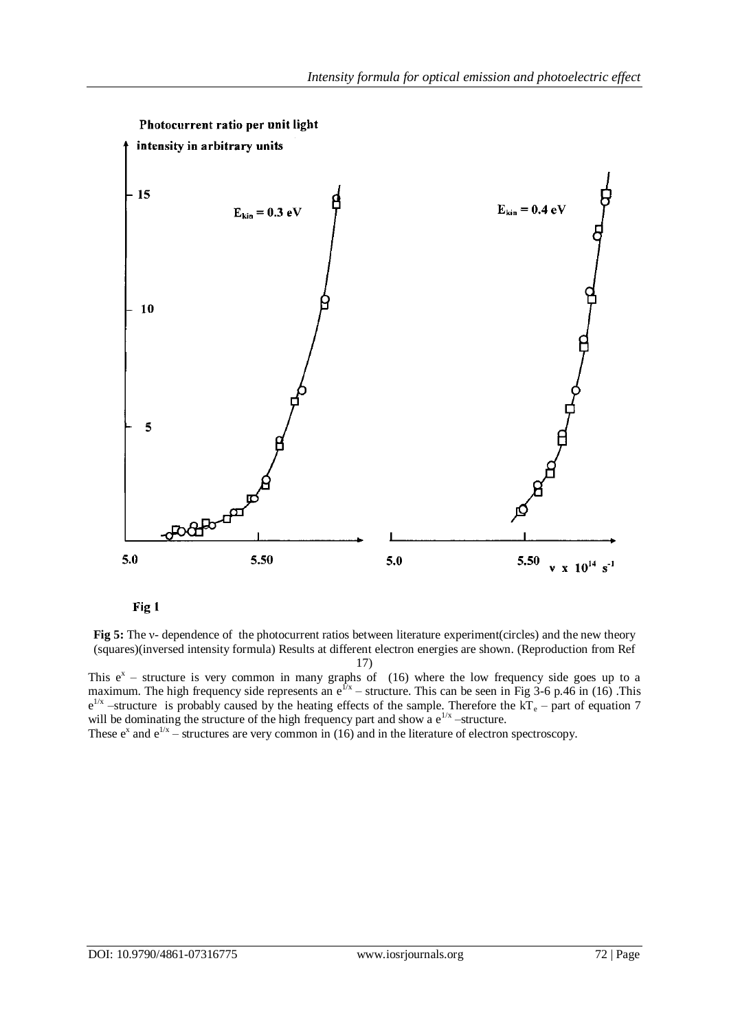Photocurrent ratio per unit light intensity in arbitrary units

$E_{kin} = 0.3$ eV

$E_{kin} = 0.4$ eV

$\nu \times 10^{14}$ s$^{-1}$

Fig 1

**Fig 5:** The ν- dependence of the photocurrent ratios between literature experiment(circles) and the new theory (squares)(inversed intensity formula) Results at different electron energies are shown. (Reproduction from Ref 17)

This $e^x$ – structure is very common in many graphs of (16) where the low frequency side goes up to a maximum. The high frequency side represents an $e^{1/x}$ – structure. This can be seen in Fig 3-6 p.46 in (16) .This $e^{1/x}$ –structure is probably caused by the heating effects of the sample. Therefore the $kT_e$ – part of equation 7 will be dominating the structure of the high frequency part and show a $e^{1/x}$ –structure.

These $e^x$ and $e^{1/x}$ – structures are very common in (16) and in the literature of electron spectroscopy.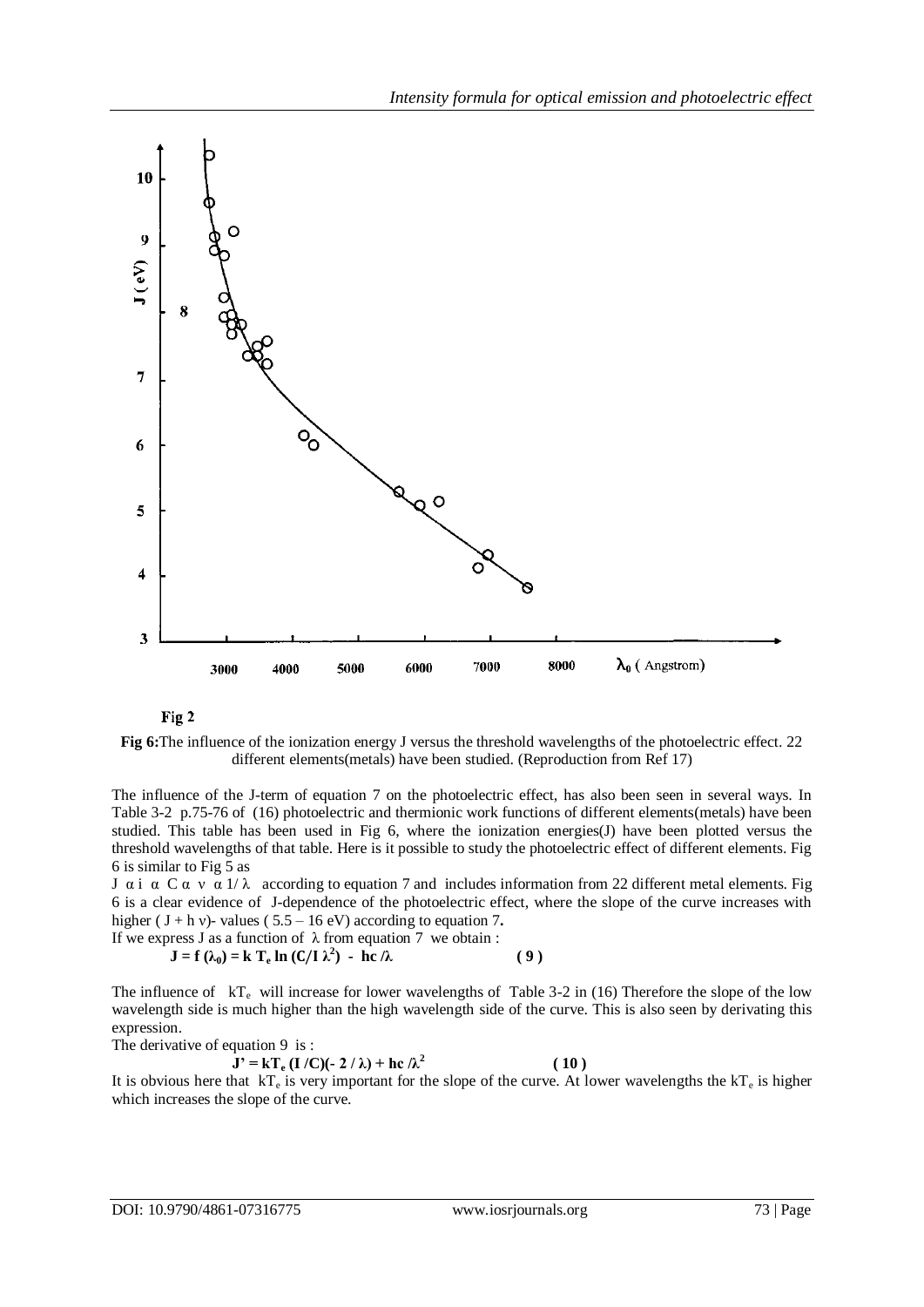Fig 2

**Fig 6:** The influence of the ionization energy J versus the threshold wavelengths of the photoelectric effect. 22 different elements(metals) have been studied. (Reproduction from Ref 17)

The influence of the J-term of equation 7 on the photoelectric effect, has also been seen in several ways. In Table 3-2 p.75-76 of (16) photoelectric and thermionic work functions of different elements(metals) have been studied. This table has been used in Fig 6, where the ionization energies(J) have been plotted versus the threshold wavelengths of that table. Here is it possible to study the photoelectric effect of different elements. Fig 6 is similar to Fig 5 as

$J \; \alpha \; i \; \alpha \; C \; \alpha \; \nu \; \alpha \; 1/\lambda$ according to equation 7 and includes information from 22 different metal elements. Fig 6 is a clear evidence of J-dependence of the photoelectric effect, where the slope of the curve increases with higher ( $J + h\nu$)- values ( 5.5 – 16 eV) according to equation 7**.**

If we express J as a function of $\lambda$ from equation 7 we obtain :

$$\mathbf{J = f(\lambda_0) = k\,T_e \ln (C/I\,\lambda^2) \; - \; hc/\lambda} \qquad (9)$$

The influence of $kT_e$ will increase for lower wavelengths of Table 3-2 in (16) Therefore the slope of the low wavelength side is much higher than the high wavelength side of the curve. This is also seen by derivating this expression.

The derivative of equation 9 is :

$$\mathbf{J' = kT_e\,(I/C)(-\,2/\lambda) + hc/\lambda^2} \qquad (10)$$

It is obvious here that $kT_e$ is very important for the slope of the curve. At lower wavelengths the $kT_e$ is higher which increases the slope of the curve.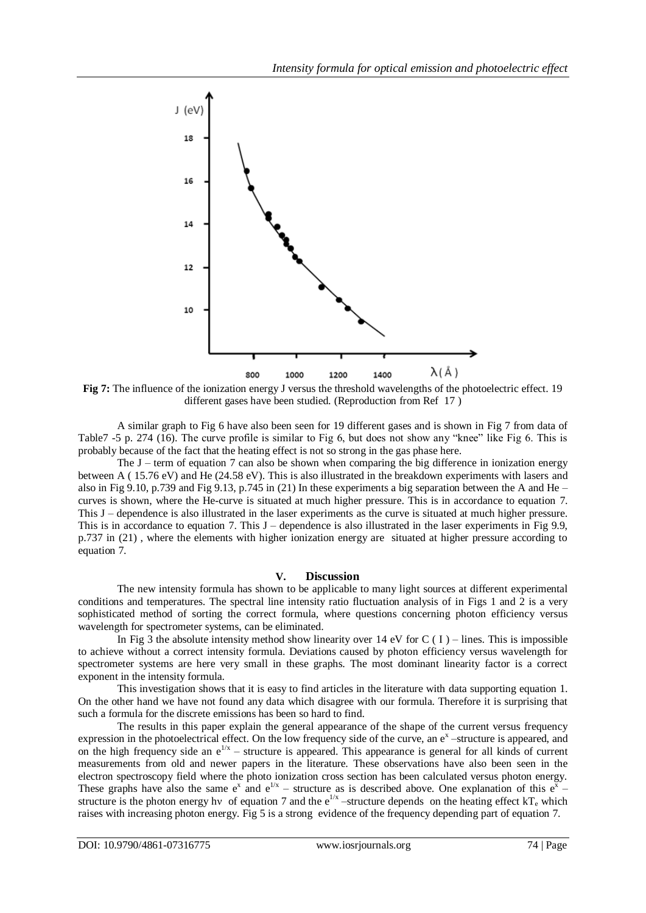**Fig 7:** The influence of the ionization energy J versus the threshold wavelengths of the photoelectric effect. 19 different gases have been studied. (Reproduction from Ref 17 )

A similar graph to Fig 6 have also been seen for 19 different gases and is shown in Fig 7 from data of Table7 -5 p. 274 (16). The curve profile is similar to Fig 6, but does not show any "knee" like Fig 6. This is probably because of the fact that the heating effect is not so strong in the gas phase here.

The J – term of equation 7 can also be shown when comparing the big difference in ionization energy between A ( 15.76 eV) and He (24.58 eV). This is also illustrated in the breakdown experiments with lasers and also in Fig 9.10, p.739 and Fig 9.13, p.745 in (21) In these experiments a big separation between the A and He – curves is shown, where the He-curve is situated at much higher pressure. This is in accordance to equation 7. This J – dependence is also illustrated in the laser experiments as the curve is situated at much higher pressure. This is in accordance to equation 7. This J – dependence is also illustrated in the laser experiments in Fig 9.9, p.737 in (21) , where the elements with higher ionization energy are situated at higher pressure according to equation 7.

## V. Discussion

The new intensity formula has shown to be applicable to many light sources at different experimental conditions and temperatures. The spectral line intensity ratio fluctuation analysis of in Figs 1 and 2 is a very sophisticated method of sorting the correct formula, where questions concerning photon efficiency versus wavelength for spectrometer systems, can be eliminated.

In Fig 3 the absolute intensity method show linearity over 14 eV for C ( I ) – lines. This is impossible to achieve without a correct intensity formula. Deviations caused by photon efficiency versus wavelength for spectrometer systems are here very small in these graphs. The most dominant linearity factor is a correct exponent in the intensity formula.

This investigation shows that it is easy to find articles in the literature with data supporting equation 1. On the other hand we have not found any data which disagree with our formula. Therefore it is surprising that such a formula for the discrete emissions has been so hard to find.

The results in this paper explain the general appearance of the shape of the current versus frequency expression in the photoelectrical effect. On the low frequency side of the curve, an $e^x$ –structure is appeared, and on the high frequency side an $e^{1/x}$ – structure is appeared. This appearance is general for all kinds of current measurements from old and newer papers in the literature. These observations have also been seen in the electron spectroscopy field where the photo ionization cross section has been calculated versus photon energy. These graphs have also the same $e^x$ and $e^{1/x}$ – structure as is described above. One explanation of this $e^x$ – structure is the photon energy hν of equation 7 and the $e^{1/x}$ –structure depends on the heating effect $kT_e$ which raises with increasing photon energy. Fig 5 is a strong evidence of the frequency depending part of equation 7.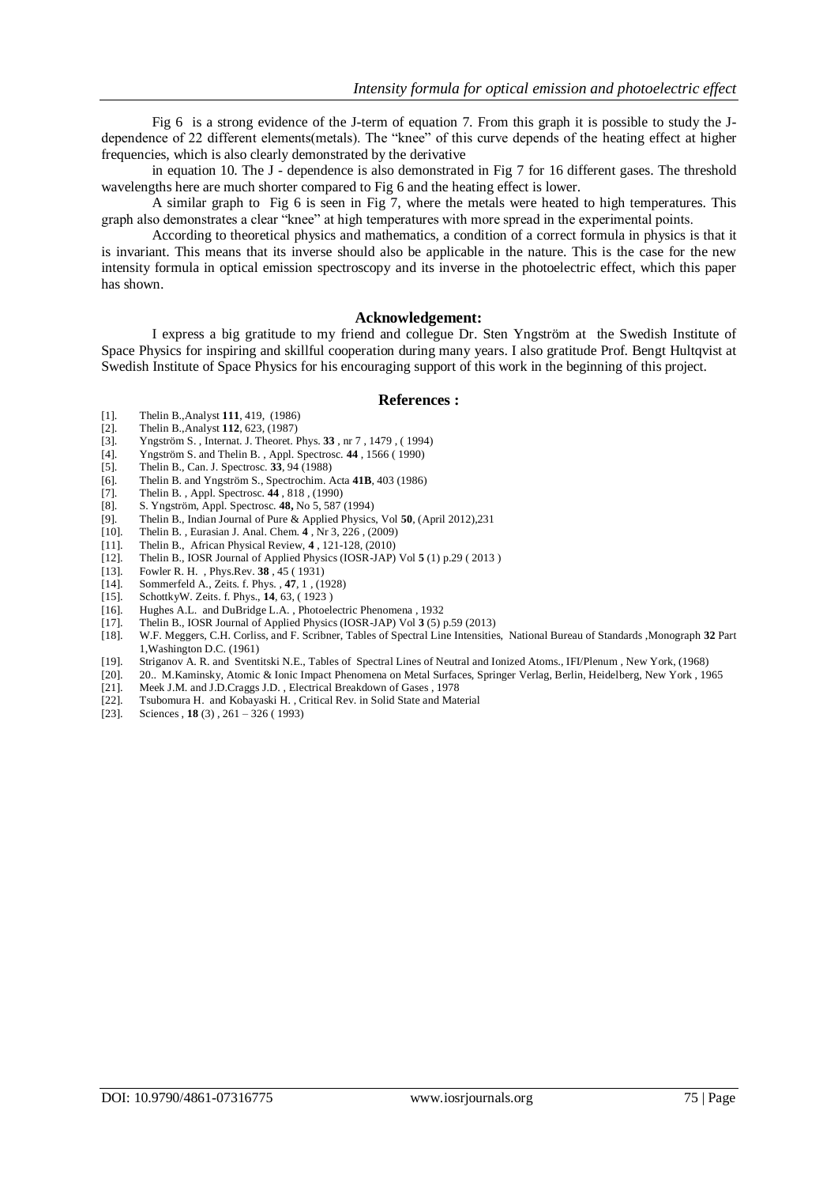Fig 6 is a strong evidence of the J-term of equation 7. From this graph it is possible to study the J-dependence of 22 different elements(metals). The "knee" of this curve depends of the heating effect at higher frequencies, which is also clearly demonstrated by the derivative

in equation 10. The J - dependence is also demonstrated in Fig 7 for 16 different gases. The threshold wavelengths here are much shorter compared to Fig 6 and the heating effect is lower.

A similar graph to Fig 6 is seen in Fig 7, where the metals were heated to high temperatures. This graph also demonstrates a clear "knee" at high temperatures with more spread in the experimental points.

According to theoretical physics and mathematics, a condition of a correct formula in physics is that it is invariant. This means that its inverse should also be applicable in the nature. This is the case for the new intensity formula in optical emission spectroscopy and its inverse in the photoelectric effect, which this paper has shown.

## Acknowledgement:

I express a big gratitude to my friend and collegue Dr. Sten Yngström at the Swedish Institute of Space Physics for inspiring and skillful cooperation during many years. I also gratitude Prof. Bengt Hultqvist at Swedish Institute of Space Physics for his encouraging support of this work in the beginning of this project.

## References :

[1]. Thelin B.,Analyst **111**, 419, (1986)
[2]. Thelin B.,Analyst **112**, 623, (1987)
[3]. Yngström S. , Internat. J. Theoret. Phys. **33** , nr 7 , 1479 , ( 1994)
[4]. Yngström S. and Thelin B. , Appl. Spectrosc. **44** , 1566 ( 1990)
[5]. Thelin B., Can. J. Spectrosc. **33**, 94 (1988)
[6]. Thelin B. and Yngström S., Spectrochim. Acta **41B**, 403 (1986)
[7]. Thelin B. , Appl. Spectrosc. **44** , 818 , (1990)
[8]. S. Yngström, Appl. Spectrosc. **48,** No 5, 587 (1994)
[9]. Thelin B., Indian Journal of Pure & Applied Physics, Vol **50**, (April 2012),231
[10]. Thelin B. , Eurasian J. Anal. Chem. **4** , Nr 3, 226 , (2009)
[11]. Thelin B., African Physical Review, **4** , 121-128, (2010)
[12]. Thelin B., IOSR Journal of Applied Physics (IOSR-JAP) Vol **5** (1) p.29 ( 2013 )
[13]. Fowler R. H. , Phys.Rev. **38** , 45 ( 1931)
[14]. Sommerfeld A., Zeits. f. Phys. , **47**, 1 , (1928)
[15]. SchottkyW. Zeits. f. Phys., **14**, 63, ( 1923 )
[16]. Hughes A.L. and DuBridge L.A. , Photoelectric Phenomena , 1932
[17]. Thelin B., IOSR Journal of Applied Physics (IOSR-JAP) Vol **3** (5) p.59 (2013)
[18]. W.F. Meggers, C.H. Corliss, and F. Scribner, Tables of Spectral Line Intensities, National Bureau of Standards ,Monograph **32** Part 1,Washington D.C. (1961)
[19]. Striganov A. R. and Sventitski N.E., Tables of Spectral Lines of Neutral and Ionized Atoms., IFI/Plenum , New York, (1968)
[20]. 20.. M.Kaminsky, Atomic & Ionic Impact Phenomena on Metal Surfaces, Springer Verlag, Berlin, Heidelberg, New York , 1965
[21]. Meek J.M. and J.D.Craggs J.D. , Electrical Breakdown of Gases , 1978
[22]. Tsubomura H. and Kobayaski H. , Critical Rev. in Solid State and Material
[23]. Sciences , **18** (3) , 261 – 326 ( 1993)